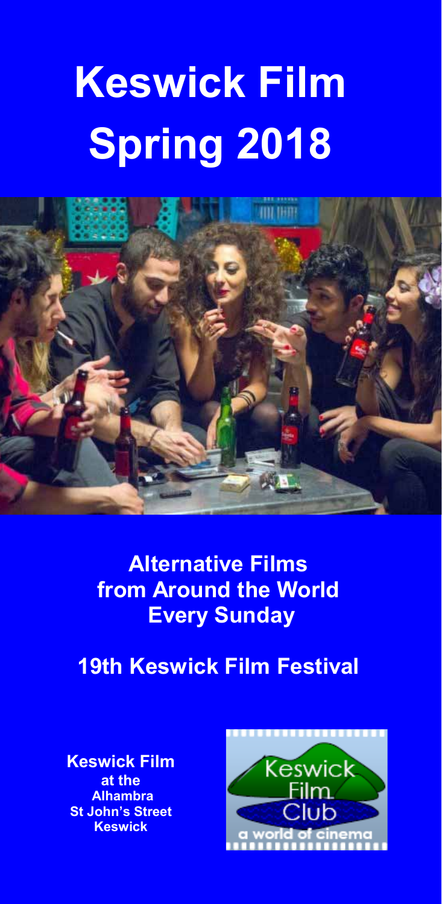# Keswick Film Spring 2018

## Alternative Films from Around the World Every Sunday

## 19th Keswick Film Festival

**Keswick Film**
**at the**
**Alhambra**
**St John's Street**
**Keswick**

Keswick Film Club
a world of cinema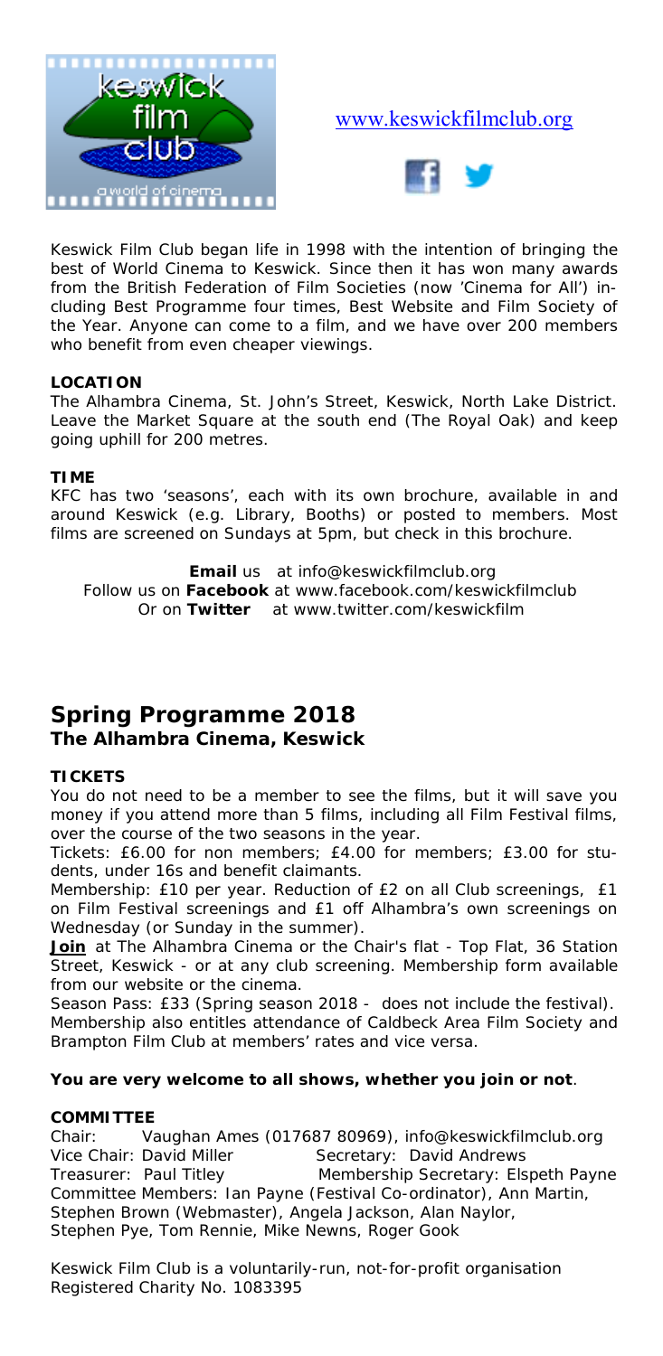www.keswickfilmclub.org

Keswick Film Club began life in 1998 with the intention of bringing the best of World Cinema to Keswick. Since then it has won many awards from the British Federation of Film Societies (now 'Cinema for All') including Best Programme four times, Best Website and Film Society of the Year. Anyone can come to a film, and we have over 200 members who benefit from even cheaper viewings.

**LOCATION**

The Alhambra Cinema, St. John's Street, Keswick, North Lake District. Leave the Market Square at the south end (The Royal Oak) and keep going uphill for 200 metres.

**TIME**

KFC has two 'seasons', each with its own brochure, available in and around Keswick (e.g. Library, Booths) or posted to members. Most films are screened on Sundays at 5pm, but check in this brochure.

**Email** us at info@keswickfilmclub.org
Follow us on **Facebook** at www.facebook.com/keswickfilmclub
Or on **Twitter** at www.twitter.com/keswickfilm

## Spring Programme 2018

### The Alhambra Cinema, Keswick

**TICKETS**

You do not need to be a member to see the films, but it will save you money if you attend more than 5 films, including all Film Festival films, over the course of the two seasons in the year.

Tickets: £6.00 for non members; £4.00 for members; £3.00 for students, under 16s and benefit claimants.

Membership: £10 per year. Reduction of £2 on all Club screenings, £1 on Film Festival screenings and £1 off Alhambra's own screenings on Wednesday (or Sunday in the summer).

**Join** at The Alhambra Cinema or the Chair's flat - Top Flat, 36 Station Street, Keswick - or at any club screening. Membership form available from our website or the cinema.

Season Pass: £33 (Spring season 2018 - does not include the festival). Membership also entitles attendance of Caldbeck Area Film Society and Brampton Film Club at members' rates and vice versa.

**You are very welcome to all shows, whether you join or not**.

**COMMITTEE**

Chair: Vaughan Ames (017687 80969), info@keswickfilmclub.org
Vice Chair: David Miller Secretary: David Andrews
Treasurer: Paul Titley Membership Secretary: Elspeth Payne
Committee Members: Ian Payne (Festival Co-ordinator), Ann Martin, Stephen Brown (Webmaster), Angela Jackson, Alan Naylor, Stephen Pye, Tom Rennie, Mike Newns, Roger Gook

Keswick Film Club is a voluntarily-run, not-for-profit organisation
Registered Charity No. 1083395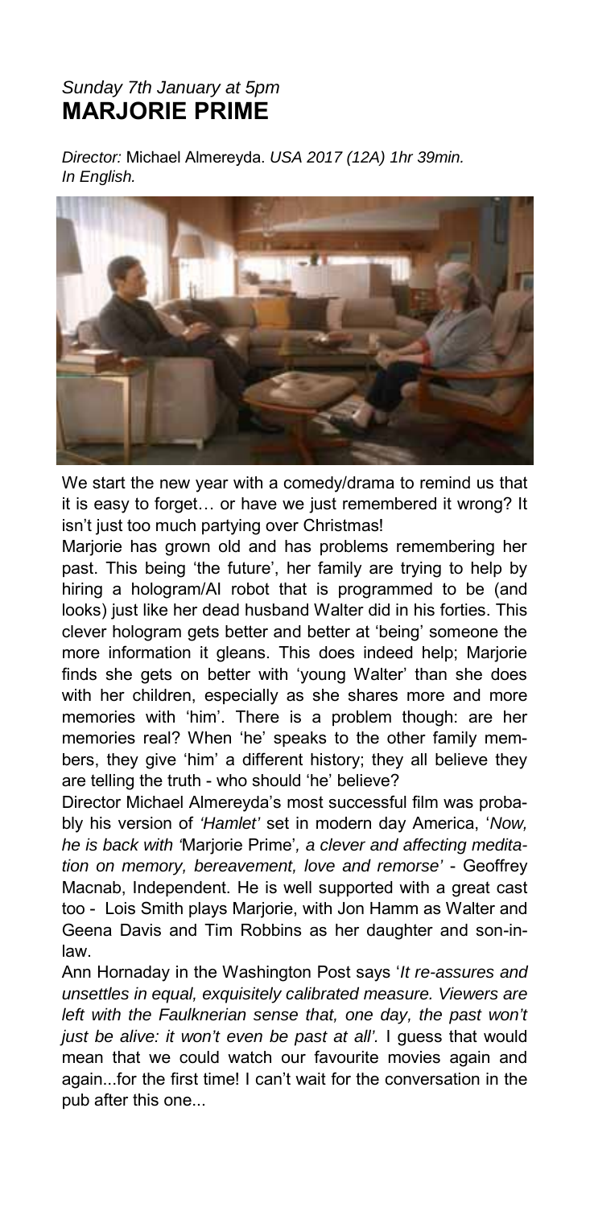*Sunday 7th January at 5pm*

## MARJORIE PRIME

*Director:* Michael Almereyda. *USA 2017 (12A) 1hr 39min. In English.*

We start the new year with a comedy/drama to remind us that it is easy to forget… or have we just remembered it wrong? It isn't just too much partying over Christmas!

Marjorie has grown old and has problems remembering her past. This being 'the future', her family are trying to help by hiring a hologram/AI robot that is programmed to be (and looks) just like her dead husband Walter did in his forties. This clever hologram gets better and better at 'being' someone the more information it gleans. This does indeed help; Marjorie finds she gets on better with 'young Walter' than she does with her children, especially as she shares more and more memories with 'him'. There is a problem though: are her memories real? When 'he' speaks to the other family members, they give 'him' a different history; they all believe they are telling the truth - who should 'he' believe?

Director Michael Almereyda's most successful film was probably his version of *'Hamlet'* set in modern day America, '*Now, he is back with '*Marjorie Prime'*, a clever and affecting meditation on memory, bereavement, love and remorse'* - Geoffrey Macnab, Independent. He is well supported with a great cast too - Lois Smith plays Marjorie, with Jon Hamm as Walter and Geena Davis and Tim Robbins as her daughter and son-in-law.

Ann Hornaday in the Washington Post says '*It re-assures and unsettles in equal, exquisitely calibrated measure. Viewers are left with the Faulknerian sense that, one day, the past won't just be alive: it won't even be past at all'.* I guess that would mean that we could watch our favourite movies again and again...for the first time! I can't wait for the conversation in the pub after this one...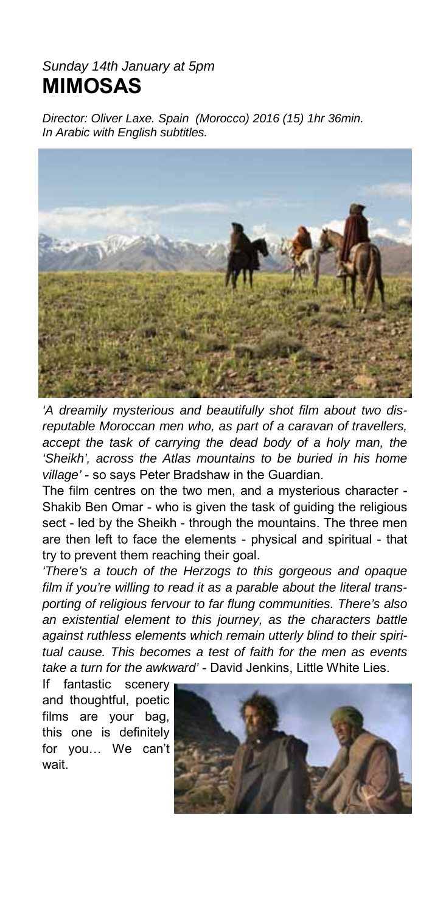*Sunday 14th January at 5pm*

# MIMOSAS

*Director: Oliver Laxe. Spain (Morocco) 2016 (15) 1hr 36min.*
*In Arabic with English subtitles.*

*'A dreamily mysterious and beautifully shot film about two disreputable Moroccan men who, as part of a caravan of travellers, accept the task of carrying the dead body of a holy man, the 'Sheikh', across the Atlas mountains to be buried in his home village'* - so says Peter Bradshaw in the Guardian.

The film centres on the two men, and a mysterious character - Shakib Ben Omar - who is given the task of guiding the religious sect - led by the Sheikh - through the mountains. The three men are then left to face the elements - physical and spiritual - that try to prevent them reaching their goal.

*'There's a touch of the Herzogs to this gorgeous and opaque film if you're willing to read it as a parable about the literal transporting of religious fervour to far flung communities. There's also an existential element to this journey, as the characters battle against ruthless elements which remain utterly blind to their spiritual cause. This becomes a test of faith for the men as events take a turn for the awkward'* - David Jenkins, Little White Lies.

If fantastic scenery and thoughtful, poetic films are your bag, this one is definitely for you… We can't wait.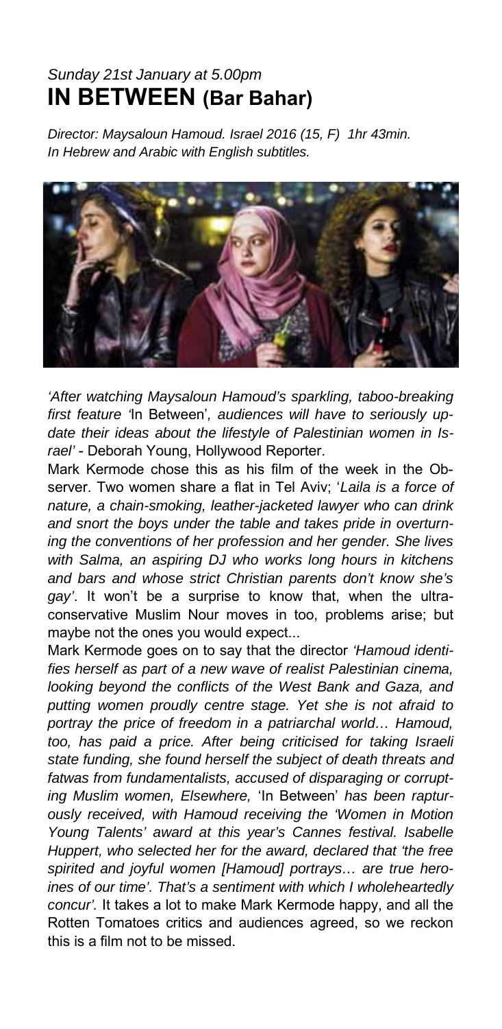*Sunday 21st January at 5.00pm*

## IN BETWEEN (Bar Bahar)

*Director: Maysaloun Hamoud. Israel 2016 (15, F) 1hr 43min.*
*In Hebrew and Arabic with English subtitles.*

*'After watching Maysaloun Hamoud's sparkling, taboo-breaking first feature '*In Between'*, audiences will have to seriously update their ideas about the lifestyle of Palestinian women in Israel'* - Deborah Young, Hollywood Reporter.

Mark Kermode chose this as his film of the week in the Observer. Two women share a flat in Tel Aviv; '*Laila is a force of nature, a chain-smoking, leather-jacketed lawyer who can drink and snort the boys under the table and takes pride in overturning the conventions of her profession and her gender. She lives with Salma, an aspiring DJ who works long hours in kitchens and bars and whose strict Christian parents don't know she's gay'*. It won't be a surprise to know that, when the ultra-conservative Muslim Nour moves in too, problems arise; but maybe not the ones you would expect...

Mark Kermode goes on to say that the director *'Hamoud identifies herself as part of a new wave of realist Palestinian cinema, looking beyond the conflicts of the West Bank and Gaza, and putting women proudly centre stage. Yet she is not afraid to portray the price of freedom in a patriarchal world… Hamoud, too, has paid a price. After being criticised for taking Israeli state funding, she found herself the subject of death threats and fatwas from fundamentalists, accused of disparaging or corrupting Muslim women, Elsewhere,* 'In Between' *has been rapturously received, with Hamoud receiving the 'Women in Motion Young Talents' award at this year's Cannes festival. Isabelle Huppert, who selected her for the award, declared that 'the free spirited and joyful women [Hamoud] portrays… are true heroines of our time'. That's a sentiment with which I wholeheartedly concur'.* It takes a lot to make Mark Kermode happy, and all the Rotten Tomatoes critics and audiences agreed, so we reckon this is a film not to be missed.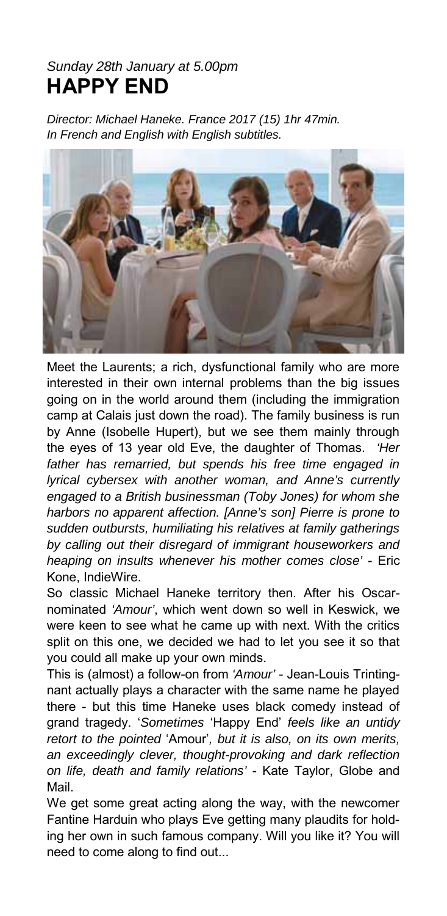*Sunday 28th January at 5.00pm*

# HAPPY END

*Director: Michael Haneke. France 2017 (15) 1hr 47min.*
*In French and English with English subtitles.*

Meet the Laurents; a rich, dysfunctional family who are more interested in their own internal problems than the big issues going on in the world around them (including the immigration camp at Calais just down the road). The family business is run by Anne (Isobelle Hupert), but we see them mainly through the eyes of 13 year old Eve, the daughter of Thomas. *'Her father has remarried, but spends his free time engaged in lyrical cybersex with another woman, and Anne's currently engaged to a British businessman (Toby Jones) for whom she harbors no apparent affection. [Anne's son] Pierre is prone to sudden outbursts, humiliating his relatives at family gatherings by calling out their disregard of immigrant houseworkers and heaping on insults whenever his mother comes close'* - Eric Kone, IndieWire.

So classic Michael Haneke territory then. After his Oscar-nominated *'Amour'*, which went down so well in Keswick, we were keen to see what he came up with next. With the critics split on this one, we decided we had to let you see it so that you could all make up your own minds.

This is (almost) a follow-on from *'Amour'* - Jean-Louis Trintingnant actually plays a character with the same name he played there - but this time Haneke uses black comedy instead of grand tragedy. '*Sometimes* 'Happy End' *feels like an untidy retort to the pointed* 'Amour'*, but it is also, on its own merits, an exceedingly clever, thought-provoking and dark reflection on life, death and family relations'* - Kate Taylor, Globe and Mail.

We get some great acting along the way, with the newcomer Fantine Harduin who plays Eve getting many plaudits for holding her own in such famous company. Will you like it? You will need to come along to find out...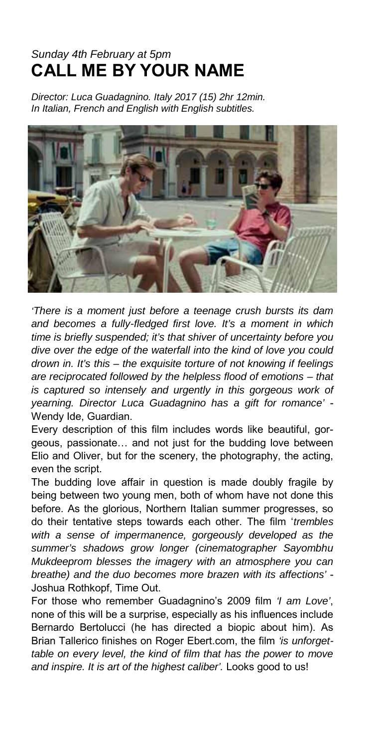*Sunday 4th February at 5pm*

# CALL ME BY YOUR NAME

*Director: Luca Guadagnino. Italy 2017 (15) 2hr 12min.*
*In Italian, French and English with English subtitles.*

*'There is a moment just before a teenage crush bursts its dam and becomes a fully-fledged first love. It's a moment in which time is briefly suspended; it's that shiver of uncertainty before you dive over the edge of the waterfall into the kind of love you could drown in. It's this – the exquisite torture of not knowing if feelings are reciprocated followed by the helpless flood of emotions – that is captured so intensely and urgently in this gorgeous work of yearning. Director Luca Guadagnino has a gift for romance'* - Wendy Ide, Guardian.

Every description of this film includes words like beautiful, gorgeous, passionate… and not just for the budding love between Elio and Oliver, but for the scenery, the photography, the acting, even the script.

The budding love affair in question is made doubly fragile by being between two young men, both of whom have not done this before. As the glorious, Northern Italian summer progresses, so do their tentative steps towards each other. The film '*trembles with a sense of impermanence, gorgeously developed as the summer's shadows grow longer (cinematographer Sayombhu Mukdeeprom blesses the imagery with an atmosphere you can breathe) and the duo becomes more brazen with its affections'* - Joshua Rothkopf, Time Out.

For those who remember Guadagnino's 2009 film *'I am Love'*, none of this will be a surprise, especially as his influences include Bernardo Bertolucci (he has directed a biopic about him). As Brian Tallerico finishes on Roger Ebert.com, the film *'is unforgettable on every level, the kind of film that has the power to move and inspire. It is art of the highest caliber'.* Looks good to us!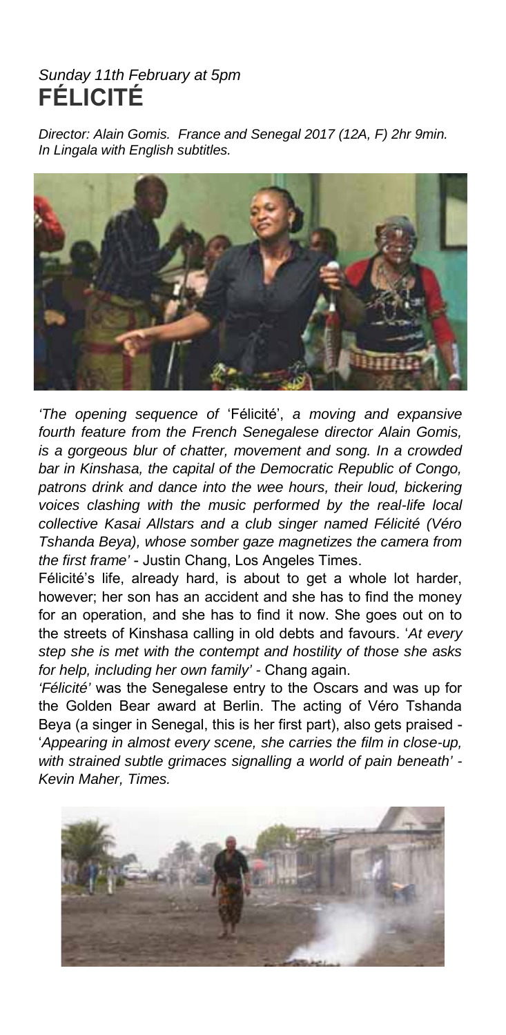*Sunday 11th February at 5pm*

# FÉLICITÉ

*Director: Alain Gomis. France and Senegal 2017 (12A, F) 2hr 9min. In Lingala with English subtitles.*

*'The opening sequence of* 'Félicité', *a moving and expansive fourth feature from the French Senegalese director Alain Gomis, is a gorgeous blur of chatter, movement and song. In a crowded bar in Kinshasa, the capital of the Democratic Republic of Congo, patrons drink and dance into the wee hours, their loud, bickering voices clashing with the music performed by the real-life local collective Kasai Allstars and a club singer named Félicité (Véro Tshanda Beya), whose somber gaze magnetizes the camera from the first frame'* - Justin Chang, Los Angeles Times.

Félicité's life, already hard, is about to get a whole lot harder, however; her son has an accident and she has to find the money for an operation, and she has to find it now. She goes out on to the streets of Kinshasa calling in old debts and favours. '*At every step she is met with the contempt and hostility of those she asks for help, including her own family'* - Chang again.

*'Félicité'* was the Senegalese entry to the Oscars and was up for the Golden Bear award at Berlin. The acting of Véro Tshanda Beya (a singer in Senegal, this is her first part), also gets praised - '*Appearing in almost every scene, she carries the film in close-up, with strained subtle grimaces signalling a world of pain beneath' - Kevin Maher, Times.*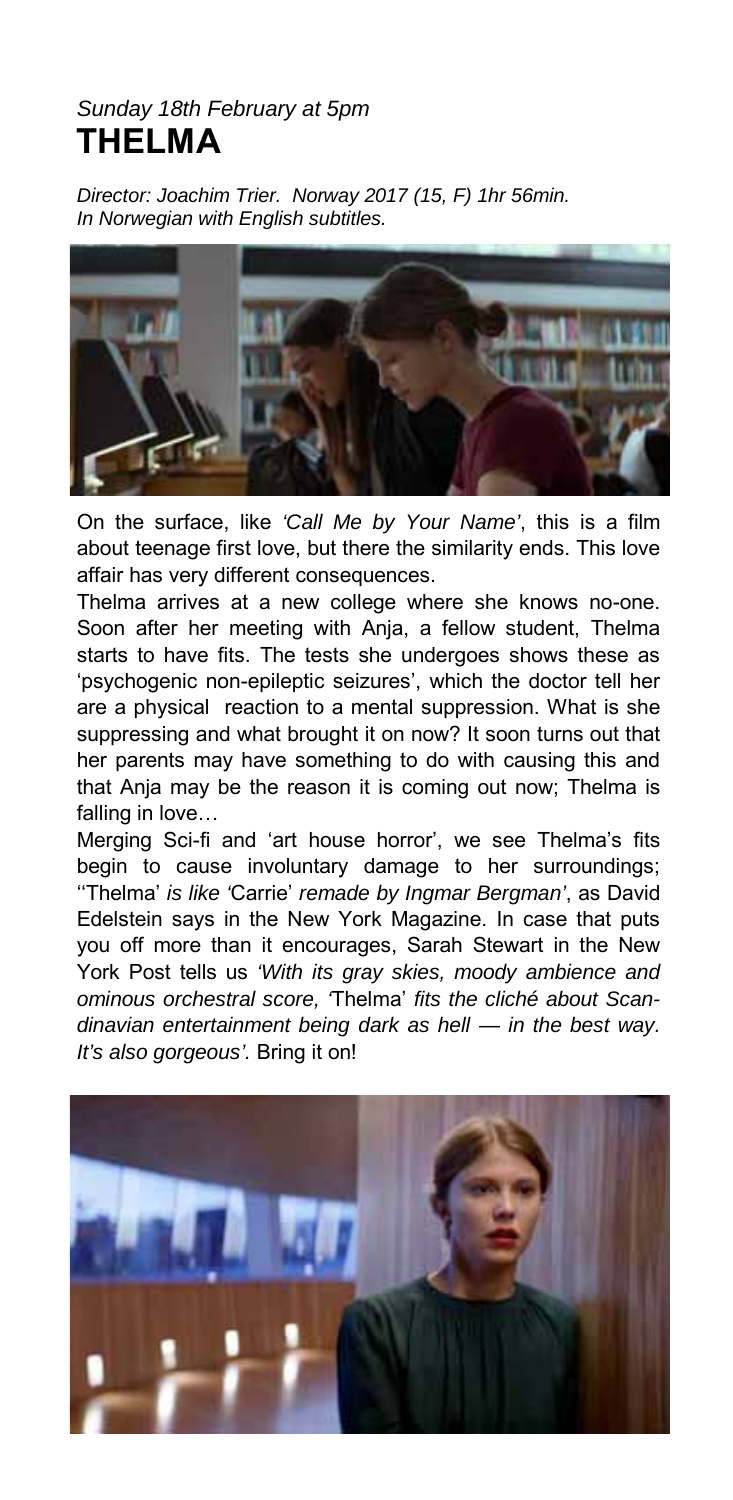*Sunday 18th February at 5pm*

# THELMA

*Director: Joachim Trier. Norway 2017 (15, F) 1hr 56min.*
*In Norwegian with English subtitles.*

On the surface, like *'Call Me by Your Name'*, this is a film about teenage first love, but there the similarity ends. This love affair has very different consequences.

Thelma arrives at a new college where she knows no-one. Soon after her meeting with Anja, a fellow student, Thelma starts to have fits. The tests she undergoes shows these as 'psychogenic non-epileptic seizures', which the doctor tell her are a physical reaction to a mental suppression. What is she suppressing and what brought it on now? It soon turns out that her parents may have something to do with causing this and that Anja may be the reason it is coming out now; Thelma is falling in love…

Merging Sci-fi and 'art house horror', we see Thelma's fits begin to cause involuntary damage to her surroundings; ''Thelma' *is like '*Carrie' *remade by Ingmar Bergman'*, as David Edelstein says in the New York Magazine. In case that puts you off more than it encourages, Sarah Stewart in the New York Post tells us *'With its gray skies, moody ambience and ominous orchestral score, '*Thelma' *fits the cliché about Scandinavian entertainment being dark as hell — in the best way. It's also gorgeous'.* Bring it on!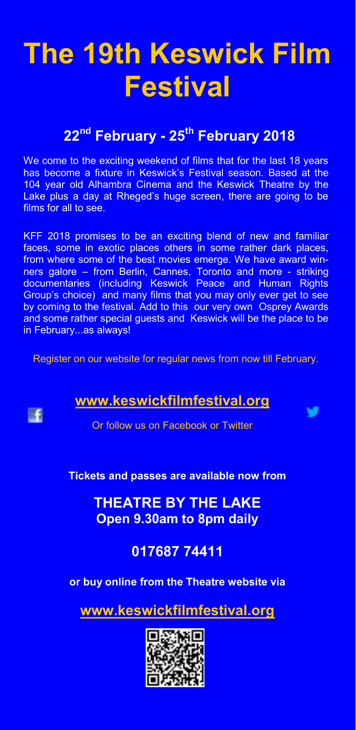# The 19th Keswick Film Festival

## 22nd February - 25th February 2018

We come to the exciting weekend of films that for the last 18 years has become a fixture in Keswick's Festival season. Based at the 104 year old Alhambra Cinema and the Keswick Theatre by the Lake plus a day at Rheged's huge screen, there are going to be films for all to see.

KFF 2018 promises to be an exciting blend of new and familiar faces, some in exotic places others in some rather dark places, from where some of the best movies emerge. We have award winners galore – from Berlin, Cannes, Toronto and more - striking documentaries (including Keswick Peace and Human Rights Group's choice) and many films that you may only ever get to see by coming to the festival. Add to this our very own Osprey Awards and some rather special guests and Keswick will be the place to be in February...as always!

Register on our website for regular news from now till February.

**www.keswickfilmfestival.org**

Or follow us on Facebook or Twitter

**Tickets and passes are available now from**

**THEATRE BY THE LAKE**
**Open 9.30am to 8pm daily**

**017687 74411**

**or buy online from the Theatre website via**

**www.keswickfilmfestival.org**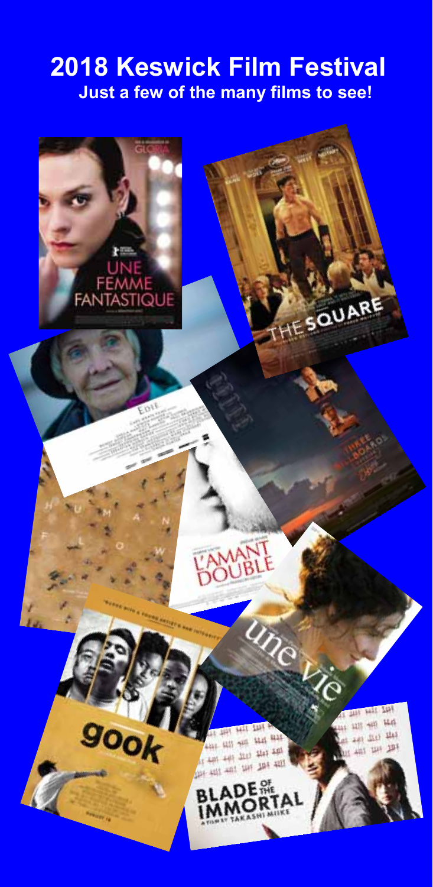# 2018 Keswick Film Festival

**Just a few of the many films to see!**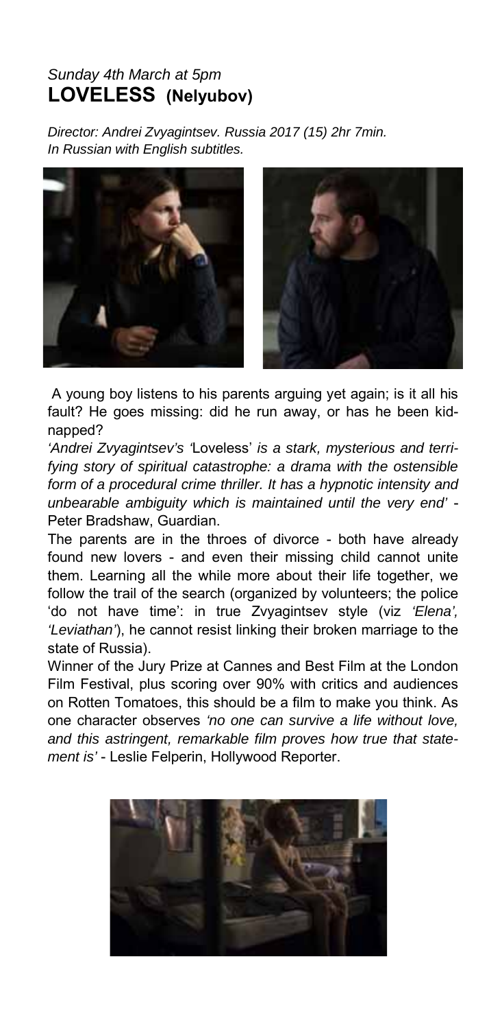*Sunday 4th March at 5pm*

## LOVELESS (Nelyubov)

*Director: Andrei Zvyagintsev. Russia 2017 (15) 2hr 7min. In Russian with English subtitles.*

A young boy listens to his parents arguing yet again; is it all his fault? He goes missing: did he run away, or has he been kidnapped?

*'Andrei Zvyagintsev's '*Loveless' *is a stark, mysterious and terrifying story of spiritual catastrophe: a drama with the ostensible form of a procedural crime thriller. It has a hypnotic intensity and unbearable ambiguity which is maintained until the very end'* - Peter Bradshaw, Guardian.

The parents are in the throes of divorce - both have already found new lovers - and even their missing child cannot unite them. Learning all the while more about their life together, we follow the trail of the search (organized by volunteers; the police 'do not have time': in true Zvyagintsev style (viz *'Elena', 'Leviathan'*), he cannot resist linking their broken marriage to the state of Russia).

Winner of the Jury Prize at Cannes and Best Film at the London Film Festival, plus scoring over 90% with critics and audiences on Rotten Tomatoes, this should be a film to make you think. As one character observes *'no one can survive a life without love, and this astringent, remarkable film proves how true that statement is'* - Leslie Felperin, Hollywood Reporter.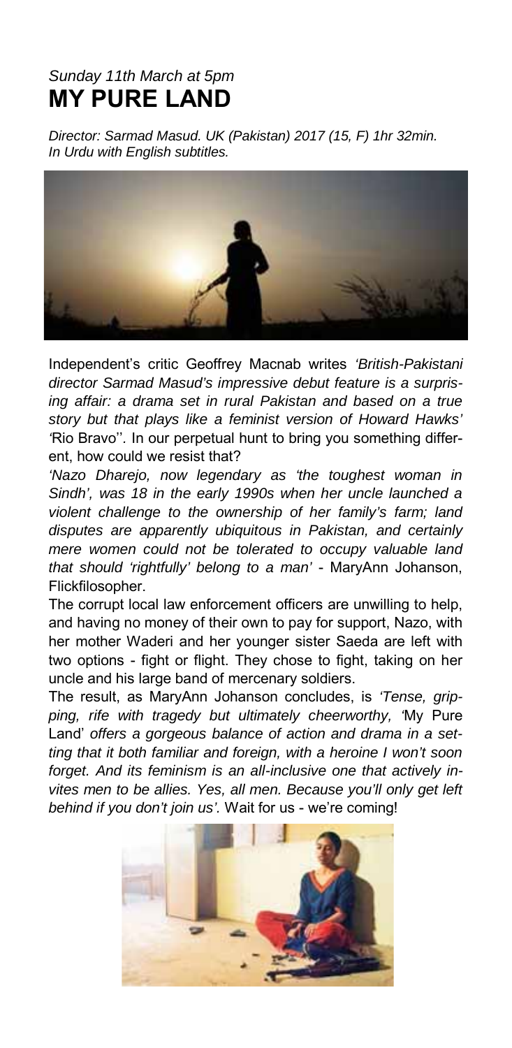*Sunday 11th March at 5pm*

# MY PURE LAND

*Director: Sarmad Masud. UK (Pakistan) 2017 (15, F) 1hr 32min. In Urdu with English subtitles.*

Independent's critic Geoffrey Macnab writes *'British-Pakistani director Sarmad Masud's impressive debut feature is a surprising affair: a drama set in rural Pakistan and based on a true story but that plays like a feminist version of Howard Hawks' '*Rio Bravo''. In our perpetual hunt to bring you something different, how could we resist that?

*'Nazo Dharejo, now legendary as 'the toughest woman in Sindh', was 18 in the early 1990s when her uncle launched a violent challenge to the ownership of her family's farm; land disputes are apparently ubiquitous in Pakistan, and certainly mere women could not be tolerated to occupy valuable land that should 'rightfully' belong to a man'* - MaryAnn Johanson, Flickfilosopher.

The corrupt local law enforcement officers are unwilling to help, and having no money of their own to pay for support, Nazo, with her mother Waderi and her younger sister Saeda are left with two options - fight or flight. They chose to fight, taking on her uncle and his large band of mercenary soldiers.

The result, as MaryAnn Johanson concludes, is *'Tense, gripping, rife with tragedy but ultimately cheerworthy, '*My Pure Land' *offers a gorgeous balance of action and drama in a setting that it both familiar and foreign, with a heroine I won't soon forget. And its feminism is an all-inclusive one that actively invites men to be allies. Yes, all men. Because you'll only get left behind if you don't join us'.* Wait for us - we're coming!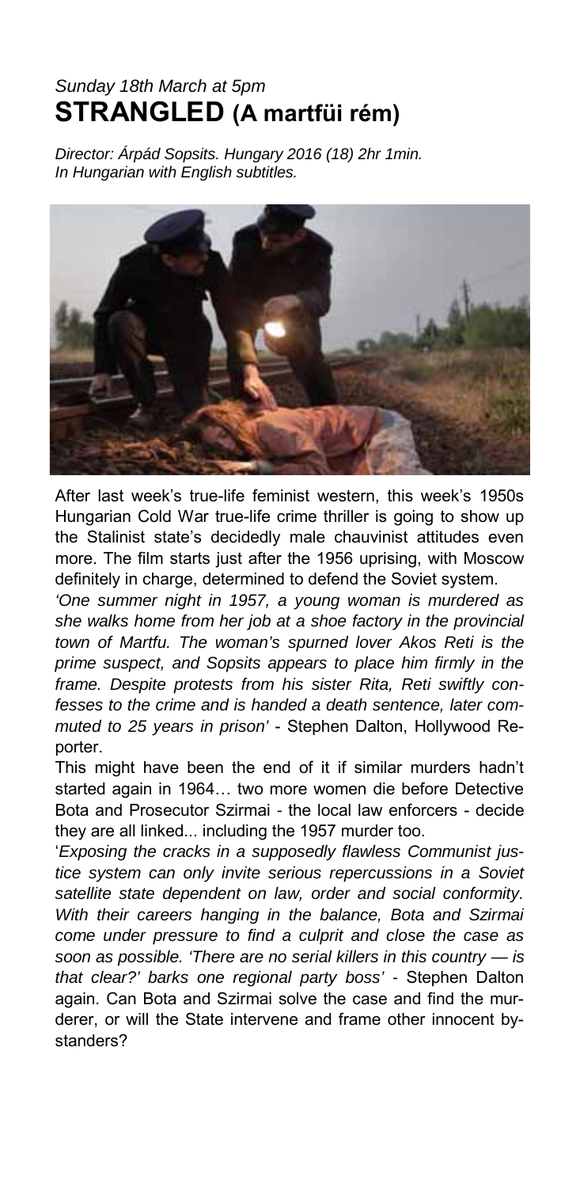*Sunday 18th March at 5pm*

# STRANGLED (A martfüi rém)

*Director: Árpád Sopsits. Hungary 2016 (18) 2hr 1min.*
*In Hungarian with English subtitles.*

After last week's true-life feminist western, this week's 1950s Hungarian Cold War true-life crime thriller is going to show up the Stalinist state's decidedly male chauvinist attitudes even more. The film starts just after the 1956 uprising, with Moscow definitely in charge, determined to defend the Soviet system.

*'One summer night in 1957, a young woman is murdered as she walks home from her job at a shoe factory in the provincial town of Martfu. The woman's spurned lover Akos Reti is the prime suspect, and Sopsits appears to place him firmly in the frame. Despite protests from his sister Rita, Reti swiftly confesses to the crime and is handed a death sentence, later commuted to 25 years in prison'* - Stephen Dalton, Hollywood Reporter.

This might have been the end of it if similar murders hadn't started again in 1964… two more women die before Detective Bota and Prosecutor Szirmai - the local law enforcers - decide they are all linked... including the 1957 murder too.

'*Exposing the cracks in a supposedly flawless Communist justice system can only invite serious repercussions in a Soviet satellite state dependent on law, order and social conformity. With their careers hanging in the balance, Bota and Szirmai come under pressure to find a culprit and close the case as soon as possible. 'There are no serial killers in this country — is that clear?' barks one regional party boss'* - Stephen Dalton again. Can Bota and Szirmai solve the case and find the murderer, or will the State intervene and frame other innocent bystanders?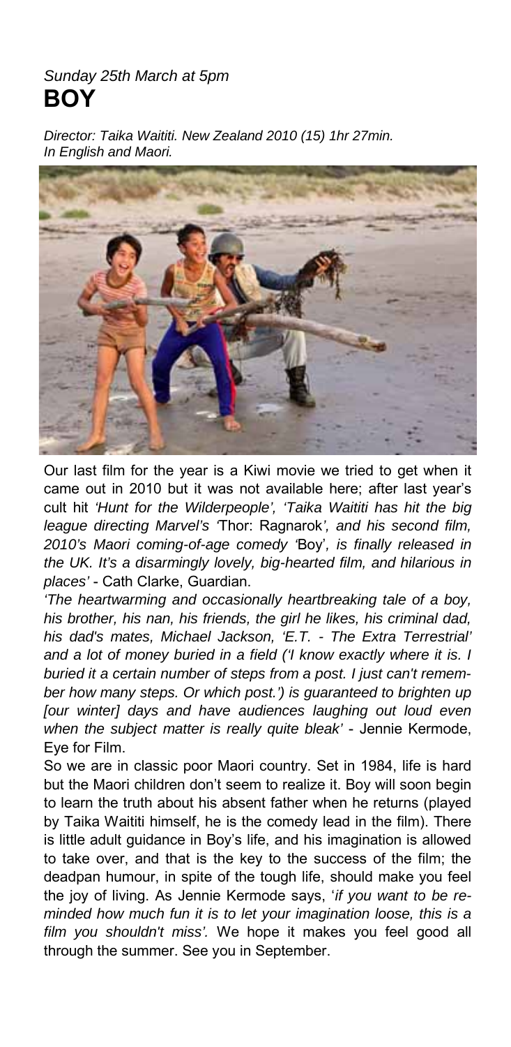*Sunday 25th March at 5pm*

# BOY

*Director: Taika Waititi. New Zealand 2010 (15) 1hr 27min. In English and Maori.*

Our last film for the year is a Kiwi movie we tried to get when it came out in 2010 but it was not available here; after last year's cult hit *'Hunt for the Wilderpeople', 'Taika Waititi has hit the big league directing Marvel's '*Thor: Ragnarok*', and his second film, 2010's Maori coming-of-age comedy '*Boy*', is finally released in the UK. It's a disarmingly lovely, big-hearted film, and hilarious in places'* - Cath Clarke, Guardian.

*'The heartwarming and occasionally heartbreaking tale of a boy, his brother, his nan, his friends, the girl he likes, his criminal dad, his dad's mates, Michael Jackson, 'E.T. - The Extra Terrestrial' and a lot of money buried in a field ('I know exactly where it is. I buried it a certain number of steps from a post. I just can't remember how many steps. Or which post.') is guaranteed to brighten up [our winter] days and have audiences laughing out loud even when the subject matter is really quite bleak'* - Jennie Kermode, Eye for Film.

So we are in classic poor Maori country. Set in 1984, life is hard but the Maori children don't seem to realize it. Boy will soon begin to learn the truth about his absent father when he returns (played by Taika Waititi himself, he is the comedy lead in the film). There is little adult guidance in Boy's life, and his imagination is allowed to take over, and that is the key to the success of the film; the deadpan humour, in spite of the tough life, should make you feel the joy of living. As Jennie Kermode says, '*if you want to be reminded how much fun it is to let your imagination loose, this is a film you shouldn't miss'.* We hope it makes you feel good all through the summer. See you in September.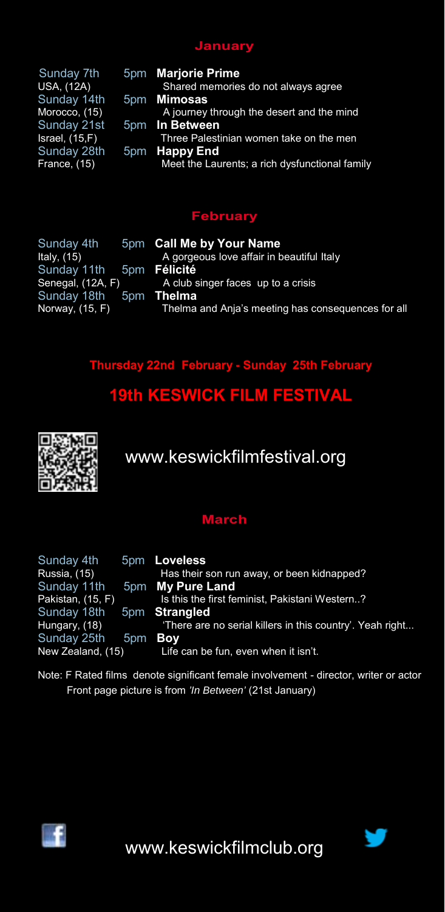## January

Sunday 7th 5pm **Marjorie Prime**
USA, (12A) Shared memories do not always agree

Sunday 14th 5pm **Mimosas**
Morocco, (15) A journey through the desert and the mind

Sunday 21st 5pm **In Between**
Israel, (15,F) Three Palestinian women take on the men

Sunday 28th 5pm **Happy End**
France, (15) Meet the Laurents; a rich dysfunctional family

## February

Sunday 4th 5pm **Call Me by Your Name**
Italy, (15) A gorgeous love affair in beautiful Italy

Sunday 11th 5pm **Félicité**
Senegal, (12A, F) A club singer faces up to a crisis

Sunday 18th 5pm **Thelma**
Norway, (15, F) Thelma and Anja's meeting has consequences for all

**Thursday 22nd February - Sunday 25th February**

## 19th KESWICK FILM FESTIVAL

www.keswickfilmfestival.org

## March

Sunday 4th 5pm **Loveless**
Russia, (15) Has their son run away, or been kidnapped?

Sunday 11th 5pm **My Pure Land**
Pakistan, (15, F) Is this the first feminist, Pakistani Western..?

Sunday 18th 5pm **Strangled**
Hungary, (18) 'There are no serial killers in this country'. Yeah right...

Sunday 25th 5pm **Boy**
New Zealand, (15) Life can be fun, even when it isn't.

Note: F Rated films denote significant female involvement - director, writer or actor
Front page picture is from *'In Between'* (21st January)

www.keswickfilmclub.org